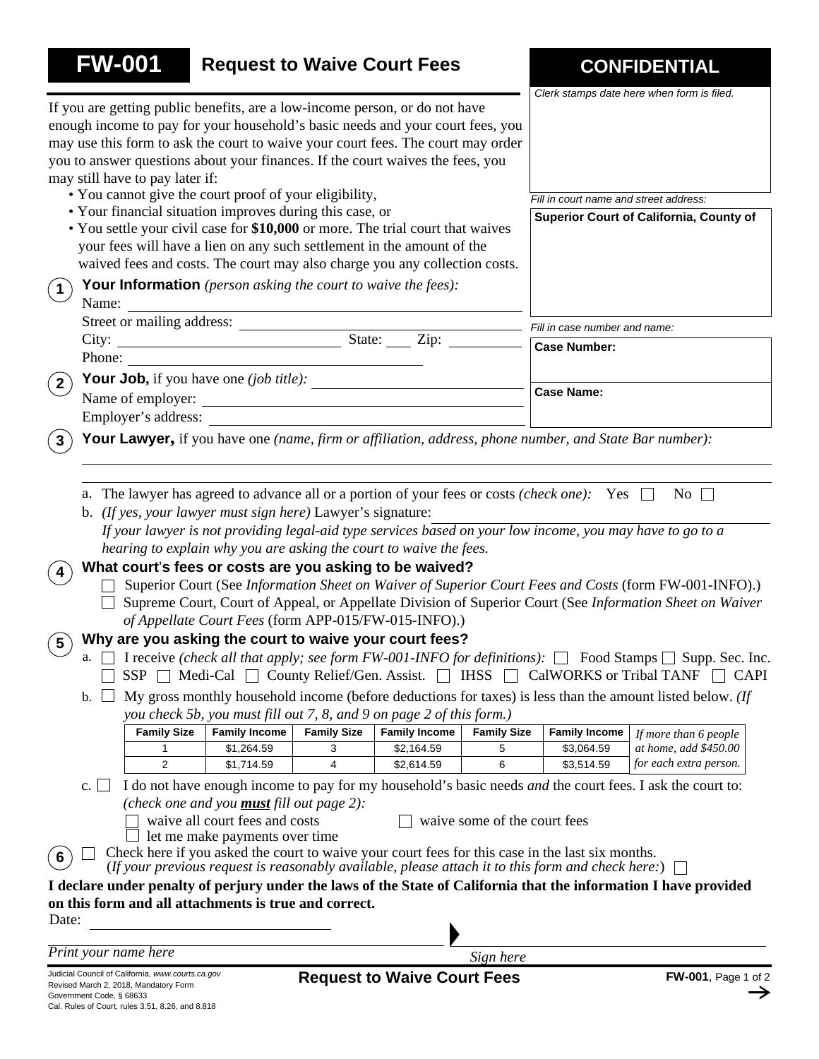# FW-001 Request to Waive Court Fees

**CONFIDENTIAL**

*Clerk stamps date here when form is filed.*

*Fill in court name and street address:*

**Superior Court of California, County of**

*Fill in case number and name:*

**Case Number:**

**Case Name:**

If you are getting public benefits, are a low-income person, or do not have enough income to pay for your household's basic needs and your court fees, you may use this form to ask the court to waive your court fees. The court may order you to answer questions about your finances. If the court waives the fees, you may still have to pay later if:

- You cannot give the court proof of your eligibility,
- Your financial situation improves during this case, or
- You settle your civil case for **$10,000** or more. The trial court that waives your fees will have a lien on any such settlement in the amount of the waived fees and costs. The court may also charge you any collection costs.

**1** **Your Information** *(person asking the court to waive the fees):*

Name: ______

Street or mailing address: ______

City: ______ State: ____ Zip: ______

Phone: ______

**2** **Your Job,** if you have one *(job title):* ______

Name of employer: ______

Employer's address: ______

**3** **Your Lawyer,** if you have one *(name, firm or affiliation, address, phone number, and State Bar number):*

______

a. The lawyer has agreed to advance all or a portion of your fees or costs *(check one):* Yes ☐ No ☐

b. *(If yes, your lawyer must sign here)* Lawyer's signature: ______

*If your lawyer is not providing legal-aid type services based on your low income, you may have to go to a hearing to explain why you are asking the court to waive the fees.*

**4** **What court's fees or costs are you asking to be waived?**

☐ Superior Court (See *Information Sheet on Waiver of Superior Court Fees and Costs* (form FW-001-INFO).)

☐ Supreme Court, Court of Appeal, or Appellate Division of Superior Court (See *Information Sheet on Waiver of Appellate Court Fees* (form APP-015/FW-015-INFO).)

**5** **Why are you asking the court to waive your court fees?**

a. ☐ I receive *(check all that apply; see form FW-001-INFO for definitions):* ☐ Food Stamps ☐ Supp. Sec. Inc. ☐ SSP ☐ Medi-Cal ☐ County Relief/Gen. Assist. ☐ IHSS ☐ CalWORKS or Tribal TANF ☐ CAPI

b. ☐ My gross monthly household income (before deductions for taxes) is less than the amount listed below. *(If you check 5b, you must fill out 7, 8, and 9 on page 2 of this form.)*

| Family Size | Family Income | Family Size | Family Income | Family Size | Family Income | |
|---|---|---|---|---|---|---|
| 1 | $1,264.59 | 3 | $2,164.59 | 5 | $3,064.59 | *If more than 6 people at home, add $450.00 for each extra person.* |
| 2 | $1,714.59 | 4 | $2,614.59 | 6 | $3,514.59 | |

c. ☐ I do not have enough income to pay for my household's basic needs *and* the court fees. I ask the court to: *(check one and you* ***must*** *fill out page 2):*

☐ waive all court fees and costs ☐ waive some of the court fees

☐ let me make payments over time

**6** ☐ Check here if you asked the court to waive your court fees for this case in the last six months. (*If your previous request is reasonably available, please attach it to this form and check here:*) ☐

**I declare under penalty of perjury under the laws of the State of California that the information I have provided on this form and all attachments is true and correct.**

Date: ______

______ *Print your name here* ______ *Sign here*

Judicial Council of California, *www.courts.ca.gov*
Revised March 2, 2018, Mandatory Form
Government Code, § 68633
Cal. Rules of Court, rules 3.51, 8.26, and 8.818

**Request to Waive Court Fees**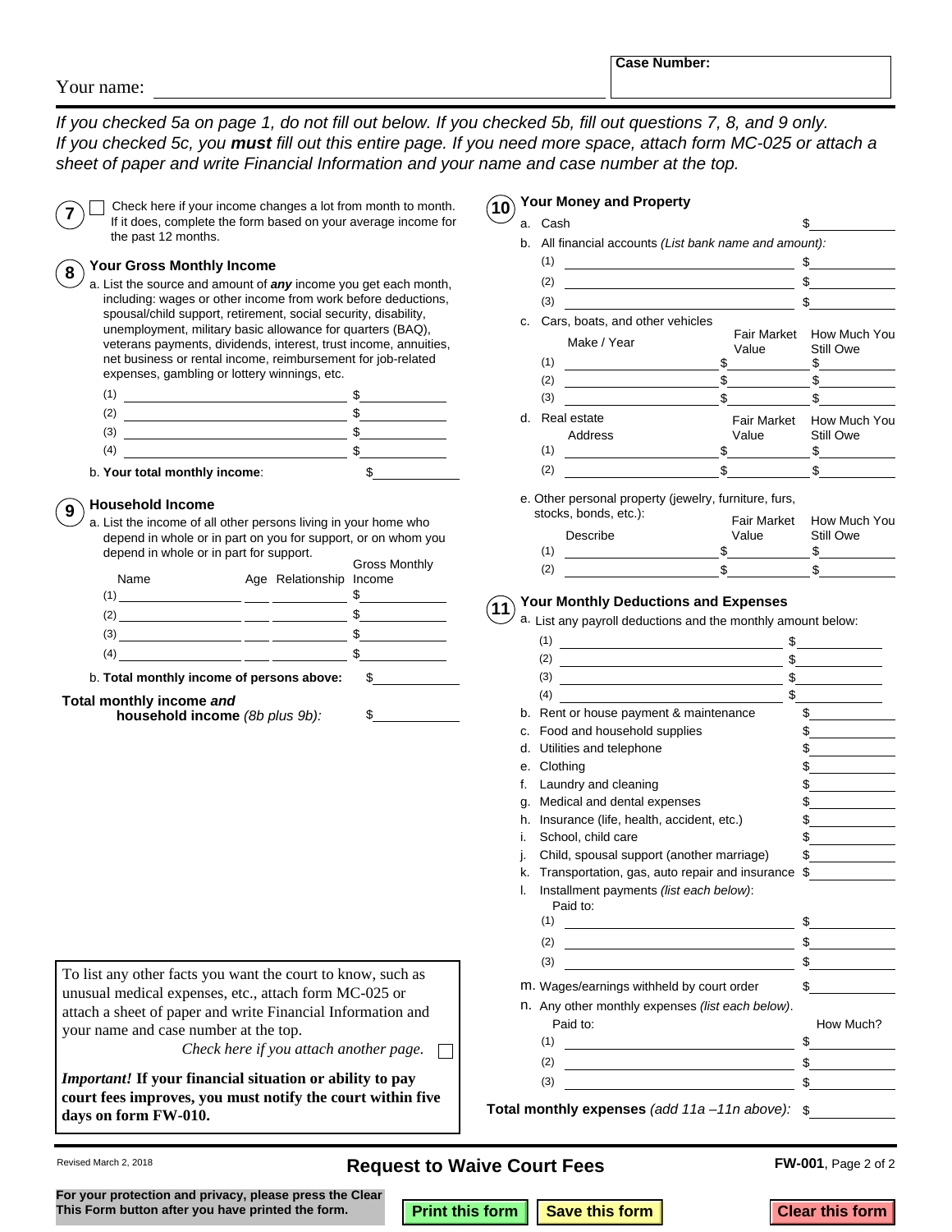Your name: ______________________

**Case Number:**

*If you checked 5a on page 1, do not fill out below. If you checked 5b, fill out questions 7, 8, and 9 only. If you checked 5c, you **must** fill out this entire page. If you need more space, attach form MC-025 or attach a sheet of paper and write Financial Information and your name and case number at the top.*

**7** ☐ Check here if your income changes a lot from month to month. If it does, complete the form based on your average income for the past 12 months.

**8** **Your Gross Monthly Income**

a. List the source and amount of ***any*** income you get each month, including: wages or other income from work before deductions, spousal/child support, retirement, social security, disability, unemployment, military basic allowance for quarters (BAQ), veterans payments, dividends, interest, trust income, annuities, net business or rental income, reimbursement for job-related expenses, gambling or lottery winnings, etc.

(1) ______________________ $________
(2) ______________________ $________
(3) ______________________ $________
(4) ______________________ $________

b. **Your total monthly income**: $________

**9** **Household Income**

a. List the income of all other persons living in your home who depend in whole or in part on you for support, or on whom you depend in whole or in part for support.

| | Name | Age | Relationship | Gross Monthly Income |
|---|---|---|---|---|
| (1) | | | | $ |
| (2) | | | | $ |
| (3) | | | | $ |
| (4) | | | | $ |

b. **Total monthly income of persons above:** $________

**Total monthly income *and* household income** *(8b plus 9b)*: $________

**10** **Your Money and Property**

a. Cash $________

b. All financial accounts *(List bank name and amount)*:

(1) ______________________ $________
(2) ______________________ $________
(3) ______________________ $________

c. Cars, boats, and other vehicles

| | Make / Year | Fair Market Value | How Much You Still Owe |
|---|---|---|---|
| (1) | | $ | $ |
| (2) | | $ | $ |
| (3) | | $ | $ |

d. Real estate

| | Address | Fair Market Value | How Much You Still Owe |
|---|---|---|---|
| (1) | | $ | $ |
| (2) | | $ | $ |

e. Other personal property (jewelry, furniture, furs, stocks, bonds, etc.):

| | Describe | Fair Market Value | How Much You Still Owe |
|---|---|---|---|
| (1) | | $ | $ |
| (2) | | $ | $ |

**11** **Your Monthly Deductions and Expenses**

a. List any payroll deductions and the monthly amount below:

(1) ______________________ $________
(2) ______________________ $________
(3) ______________________ $________
(4) ______________________ $________

b. Rent or house payment & maintenance $________
c. Food and household supplies $________
d. Utilities and telephone $________
e. Clothing $________
f. Laundry and cleaning $________
g. Medical and dental expenses $________
h. Insurance (life, health, accident, etc.) $________
i. School, child care $________
j. Child, spousal support (another marriage) $________
k. Transportation, gas, auto repair and insurance $________
l. Installment payments *(list each below)*:

Paid to:
(1) ______________________ $________
(2) ______________________ $________
(3) ______________________ $________

m. Wages/earnings withheld by court order $________
n. Any other monthly expenses *(list each below)*.

| | Paid to: | How Much? |
|---|---|---|
| (1) | | $ |
| (2) | | $ |
| (3) | | $ |

**Total monthly expenses** *(add 11a –11n above)*: $________

To list any other facts you want the court to know, such as unusual medical expenses, etc., attach form MC-025 or attach a sheet of paper and write Financial Information and your name and case number at the top.

*Check here if you attach another page.* ☐

***Important!*** **If your financial situation or ability to pay court fees improves, you must notify the court within five days on form FW-010.**

Revised March 2, 2018

**Request to Waive Court Fees**

**FW-001**, Page 2 of 2

**For your protection and privacy, please press the Clear This Form button after you have printed the form.**

Print this form | Save this form | Clear this form